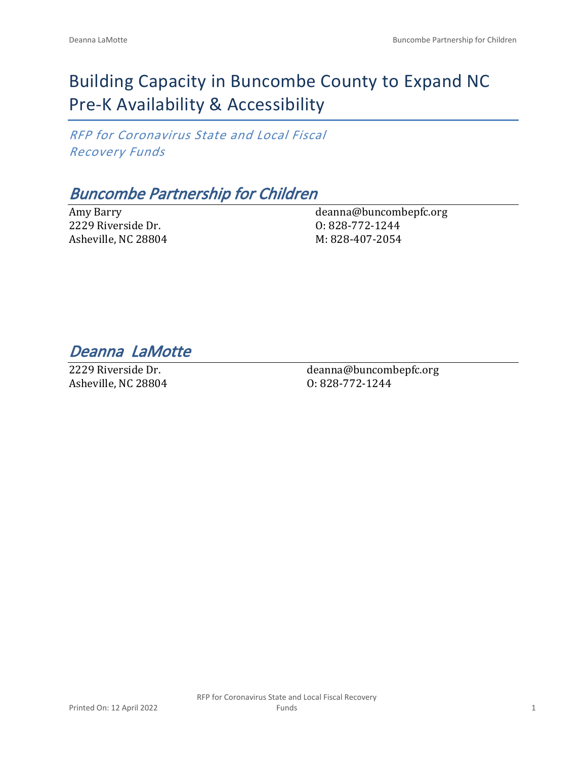# Building Capacity in Buncombe County to Expand NC Pre-K Availability & Accessibility

*RFP for Coronavirus State and Local Fiscal Recovery Funds*

## *Buncombe Partnership for Children*

Amy Barry
2229 Riverside Dr.
Asheville, NC 28804

deanna@buncombepfc.org
O: 828-772-1244
M: 828-407-2054

## *Deanna LaMotte*

2229 Riverside Dr.
Asheville, NC 28804

deanna@buncombepfc.org
O: 828-772-1244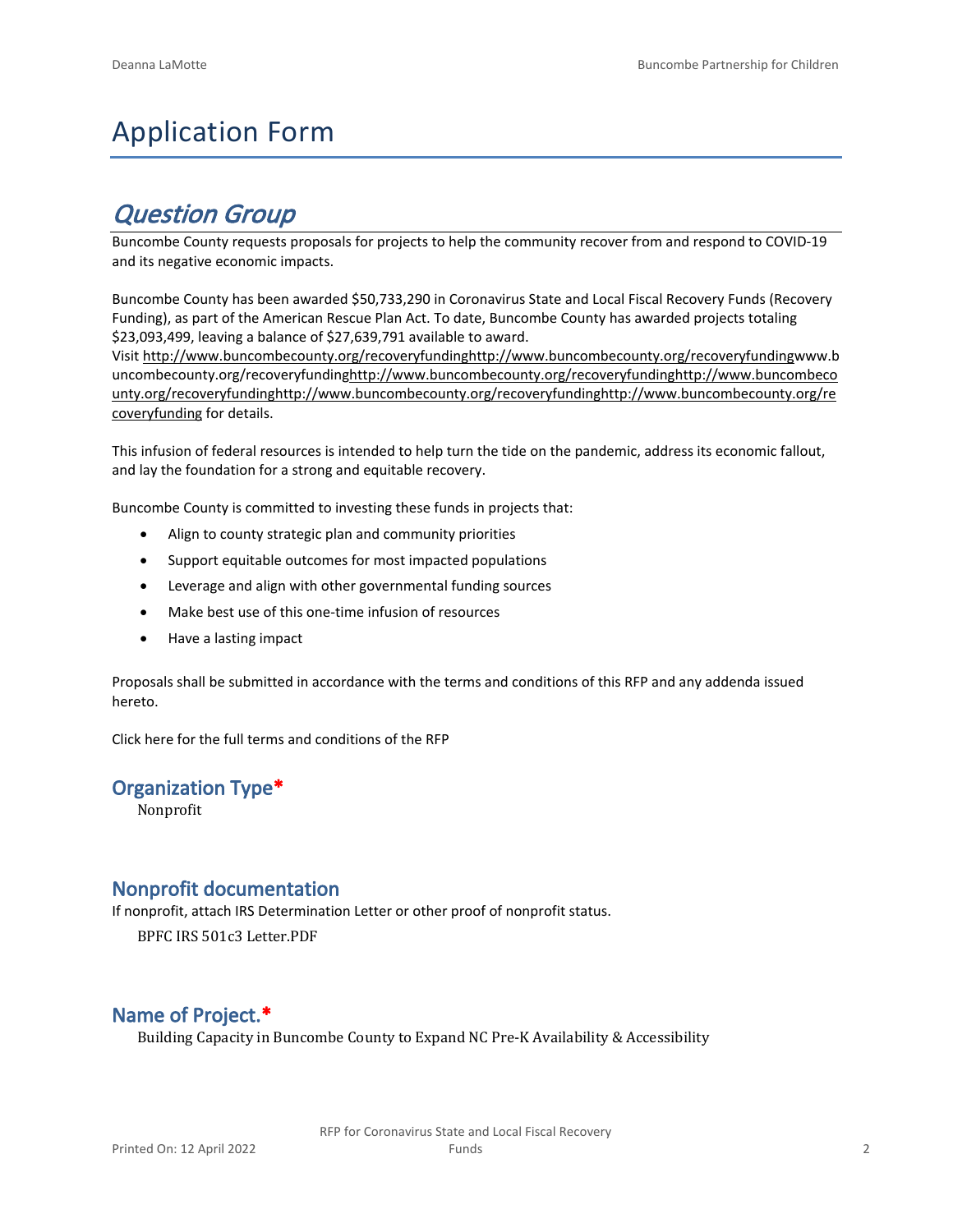# Application Form

## *Question Group*

Buncombe County requests proposals for projects to help the community recover from and respond to COVID-19 and its negative economic impacts.

Buncombe County has been awarded $50,733,290 in Coronavirus State and Local Fiscal Recovery Funds (Recovery Funding), as part of the American Rescue Plan Act. To date, Buncombe County has awarded projects totaling $23,093,499, leaving a balance of $27,639,791 available to award.
Visit http://www.buncombecounty.org/recoveryfundinghttp://www.buncombecounty.org/recoveryfundingwww.buncombecounty.org/recoveryfundinghttp://www.buncombecounty.org/recoveryfundinghttp://www.buncombecounty.org/recoveryfundinghttp://www.buncombecounty.org/recoveryfundinghttp://www.buncombecounty.org/recoveryfunding for details.

This infusion of federal resources is intended to help turn the tide on the pandemic, address its economic fallout, and lay the foundation for a strong and equitable recovery.

Buncombe County is committed to investing these funds in projects that:

- Align to county strategic plan and community priorities
- Support equitable outcomes for most impacted populations
- Leverage and align with other governmental funding sources
- Make best use of this one-time infusion of resources
- Have a lasting impact

Proposals shall be submitted in accordance with the terms and conditions of this RFP and any addenda issued hereto.

Click here for the full terms and conditions of the RFP

### Organization Type*

Nonprofit

### Nonprofit documentation

If nonprofit, attach IRS Determination Letter or other proof of nonprofit status.

BPFC IRS 501c3 Letter.PDF

### Name of Project.*

Building Capacity in Buncombe County to Expand NC Pre-K Availability & Accessibility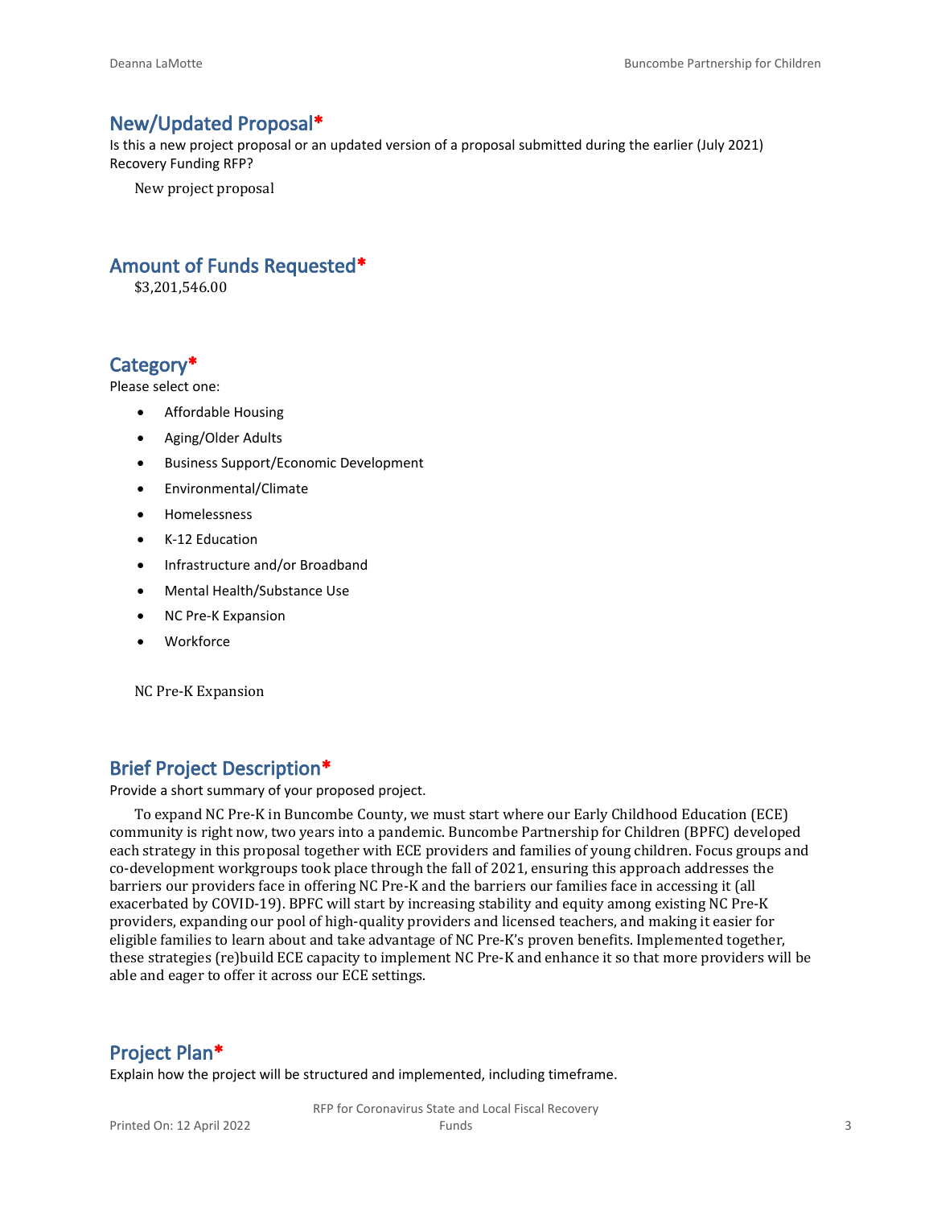## New/Updated Proposal*

Is this a new project proposal or an updated version of a proposal submitted during the earlier (July 2021) Recovery Funding RFP?

New project proposal

## Amount of Funds Requested*

$3,201,546.00

## Category*

Please select one:

- Affordable Housing
- Aging/Older Adults
- Business Support/Economic Development
- Environmental/Climate
- Homelessness
- K-12 Education
- Infrastructure and/or Broadband
- Mental Health/Substance Use
- NC Pre-K Expansion
- Workforce

NC Pre-K Expansion

## Brief Project Description*

Provide a short summary of your proposed project.

To expand NC Pre-K in Buncombe County, we must start where our Early Childhood Education (ECE) community is right now, two years into a pandemic. Buncombe Partnership for Children (BPFC) developed each strategy in this proposal together with ECE providers and families of young children. Focus groups and co-development workgroups took place through the fall of 2021, ensuring this approach addresses the barriers our providers face in offering NC Pre-K and the barriers our families face in accessing it (all exacerbated by COVID-19). BPFC will start by increasing stability and equity among existing NC Pre-K providers, expanding our pool of high-quality providers and licensed teachers, and making it easier for eligible families to learn about and take advantage of NC Pre-K's proven benefits. Implemented together, these strategies (re)build ECE capacity to implement NC Pre-K and enhance it so that more providers will be able and eager to offer it across our ECE settings.

## Project Plan*

Explain how the project will be structured and implemented, including timeframe.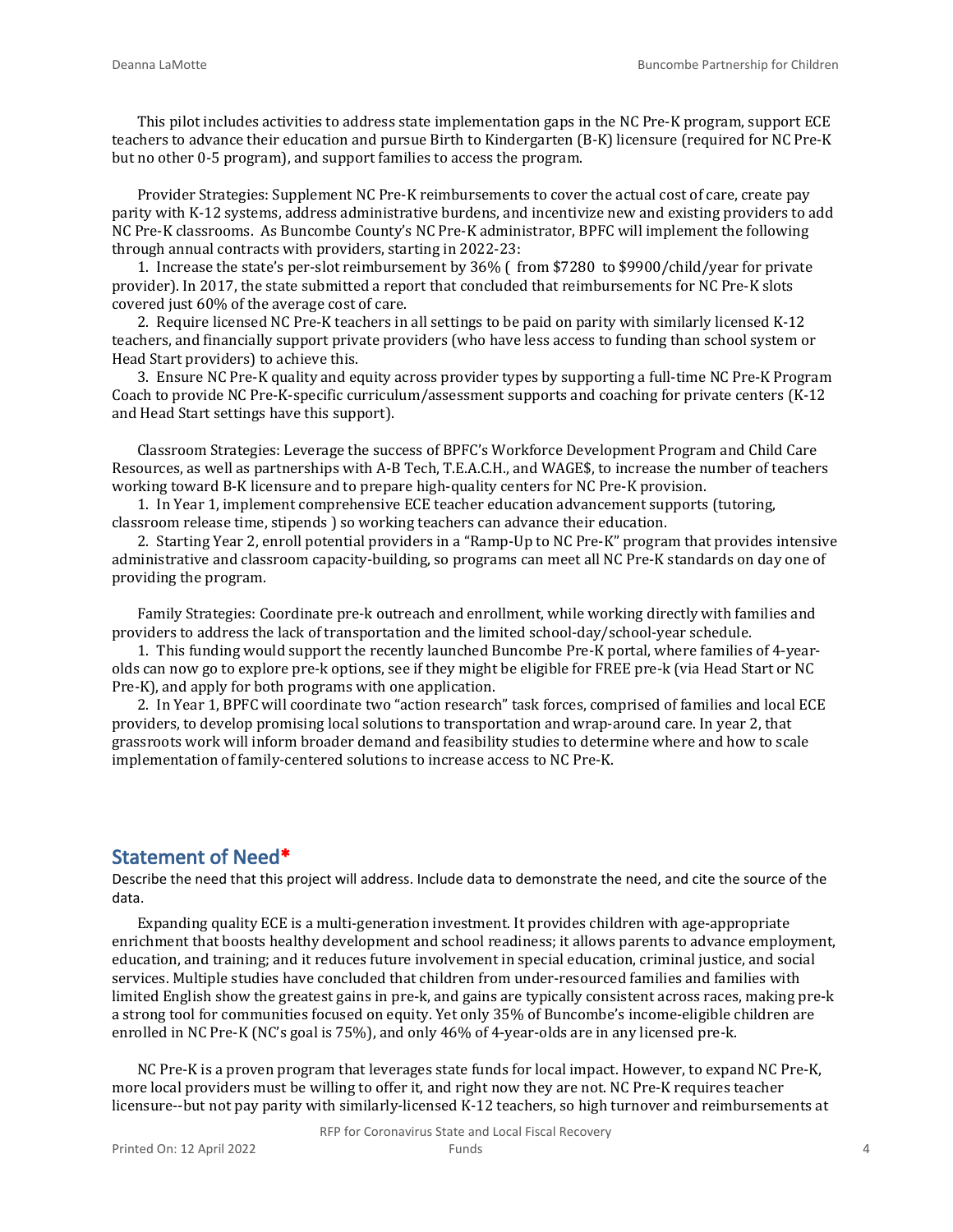This pilot includes activities to address state implementation gaps in the NC Pre-K program, support ECE teachers to advance their education and pursue Birth to Kindergarten (B-K) licensure (required for NC Pre-K but no other 0-5 program), and support families to access the program.

Provider Strategies: Supplement NC Pre-K reimbursements to cover the actual cost of care, create pay parity with K-12 systems, address administrative burdens, and incentivize new and existing providers to add NC Pre-K classrooms. As Buncombe County's NC Pre-K administrator, BPFC will implement the following through annual contracts with providers, starting in 2022-23:

1. Increase the state's per-slot reimbursement by 36% ( from $7280 to $9900/child/year for private provider). In 2017, the state submitted a report that concluded that reimbursements for NC Pre-K slots covered just 60% of the average cost of care.
2. Require licensed NC Pre-K teachers in all settings to be paid on parity with similarly licensed K-12 teachers, and financially support private providers (who have less access to funding than school system or Head Start providers) to achieve this.
3. Ensure NC Pre-K quality and equity across provider types by supporting a full-time NC Pre-K Program Coach to provide NC Pre-K-specific curriculum/assessment supports and coaching for private centers (K-12 and Head Start settings have this support).

Classroom Strategies: Leverage the success of BPFC's Workforce Development Program and Child Care Resources, as well as partnerships with A-B Tech, T.E.A.C.H., and WAGE$, to increase the number of teachers working toward B-K licensure and to prepare high-quality centers for NC Pre-K provision.

1. In Year 1, implement comprehensive ECE teacher education advancement supports (tutoring, classroom release time, stipends ) so working teachers can advance their education.
2. Starting Year 2, enroll potential providers in a "Ramp-Up to NC Pre-K" program that provides intensive administrative and classroom capacity-building, so programs can meet all NC Pre-K standards on day one of providing the program.

Family Strategies: Coordinate pre-k outreach and enrollment, while working directly with families and providers to address the lack of transportation and the limited school-day/school-year schedule.

1. This funding would support the recently launched Buncombe Pre-K portal, where families of 4-year-olds can now go to explore pre-k options, see if they might be eligible for FREE pre-k (via Head Start or NC Pre-K), and apply for both programs with one application.
2. In Year 1, BPFC will coordinate two "action research" task forces, comprised of families and local ECE providers, to develop promising local solutions to transportation and wrap-around care. In year 2, that grassroots work will inform broader demand and feasibility studies to determine where and how to scale implementation of family-centered solutions to increase access to NC Pre-K.

## Statement of Need*

Describe the need that this project will address. Include data to demonstrate the need, and cite the source of the data.

Expanding quality ECE is a multi-generation investment. It provides children with age-appropriate enrichment that boosts healthy development and school readiness; it allows parents to advance employment, education, and training; and it reduces future involvement in special education, criminal justice, and social services. Multiple studies have concluded that children from under-resourced families and families with limited English show the greatest gains in pre-k, and gains are typically consistent across races, making pre-k a strong tool for communities focused on equity. Yet only 35% of Buncombe's income-eligible children are enrolled in NC Pre-K (NC's goal is 75%), and only 46% of 4-year-olds are in any licensed pre-k.

NC Pre-K is a proven program that leverages state funds for local impact. However, to expand NC Pre-K, more local providers must be willing to offer it, and right now they are not. NC Pre-K requires teacher licensure--but not pay parity with similarly-licensed K-12 teachers, so high turnover and reimbursements at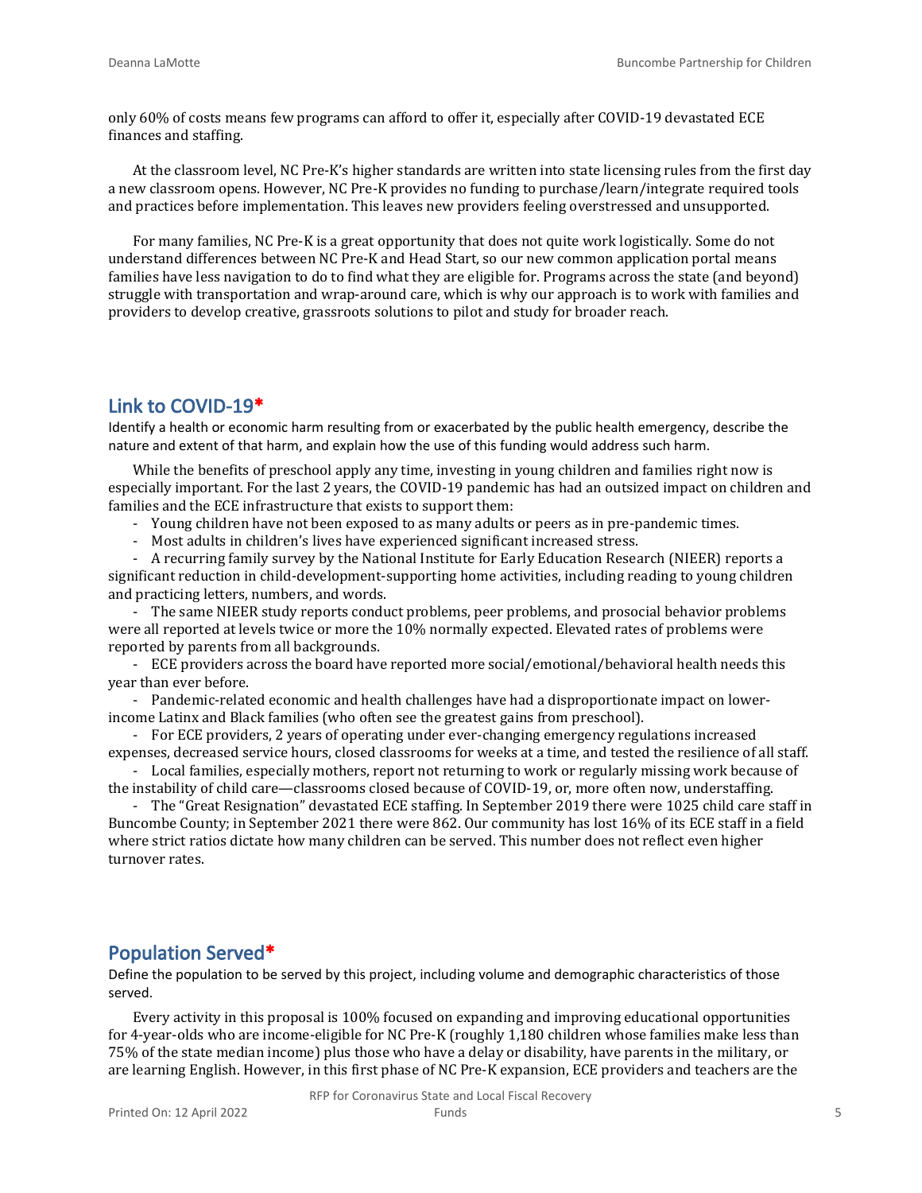only 60% of costs means few programs can afford to offer it, especially after COVID-19 devastated ECE finances and staffing.

At the classroom level, NC Pre-K's higher standards are written into state licensing rules from the first day a new classroom opens. However, NC Pre-K provides no funding to purchase/learn/integrate required tools and practices before implementation. This leaves new providers feeling overstressed and unsupported.

For many families, NC Pre-K is a great opportunity that does not quite work logistically. Some do not understand differences between NC Pre-K and Head Start, so our new common application portal means families have less navigation to do to find what they are eligible for. Programs across the state (and beyond) struggle with transportation and wrap-around care, which is why our approach is to work with families and providers to develop creative, grassroots solutions to pilot and study for broader reach.

## Link to COVID-19*

Identify a health or economic harm resulting from or exacerbated by the public health emergency, describe the nature and extent of that harm, and explain how the use of this funding would address such harm.

While the benefits of preschool apply any time, investing in young children and families right now is especially important. For the last 2 years, the COVID-19 pandemic has had an outsized impact on children and families and the ECE infrastructure that exists to support them:

- Young children have not been exposed to as many adults or peers as in pre-pandemic times.
- Most adults in children's lives have experienced significant increased stress.
- A recurring family survey by the National Institute for Early Education Research (NIEER) reports a significant reduction in child-development-supporting home activities, including reading to young children and practicing letters, numbers, and words.
- The same NIEER study reports conduct problems, peer problems, and prosocial behavior problems were all reported at levels twice or more the 10% normally expected. Elevated rates of problems were reported by parents from all backgrounds.
- ECE providers across the board have reported more social/emotional/behavioral health needs this year than ever before.
- Pandemic-related economic and health challenges have had a disproportionate impact on lower-income Latinx and Black families (who often see the greatest gains from preschool).
- For ECE providers, 2 years of operating under ever-changing emergency regulations increased expenses, decreased service hours, closed classrooms for weeks at a time, and tested the resilience of all staff.
- Local families, especially mothers, report not returning to work or regularly missing work because of the instability of child care—classrooms closed because of COVID-19, or, more often now, understaffing.
- The "Great Resignation" devastated ECE staffing. In September 2019 there were 1025 child care staff in Buncombe County; in September 2021 there were 862. Our community has lost 16% of its ECE staff in a field where strict ratios dictate how many children can be served. This number does not reflect even higher turnover rates.

## Population Served*

Define the population to be served by this project, including volume and demographic characteristics of those served.

Every activity in this proposal is 100% focused on expanding and improving educational opportunities for 4-year-olds who are income-eligible for NC Pre-K (roughly 1,180 children whose families make less than 75% of the state median income) plus those who have a delay or disability, have parents in the military, or are learning English. However, in this first phase of NC Pre-K expansion, ECE providers and teachers are the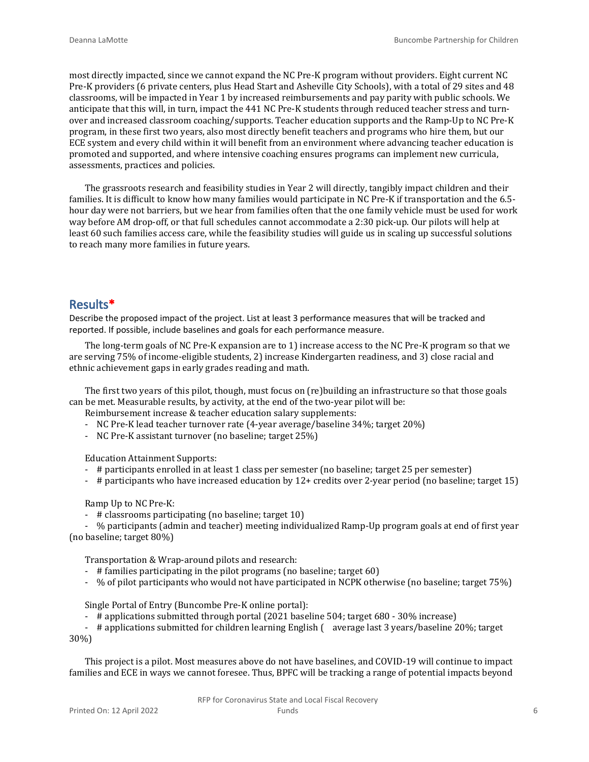most directly impacted, since we cannot expand the NC Pre-K program without providers. Eight current NC Pre-K providers (6 private centers, plus Head Start and Asheville City Schools), with a total of 29 sites and 48 classrooms, will be impacted in Year 1 by increased reimbursements and pay parity with public schools. We anticipate that this will, in turn, impact the 441 NC Pre-K students through reduced teacher stress and turn-over and increased classroom coaching/supports. Teacher education supports and the Ramp-Up to NC Pre-K program, in these first two years, also most directly benefit teachers and programs who hire them, but our ECE system and every child within it will benefit from an environment where advancing teacher education is promoted and supported, and where intensive coaching ensures programs can implement new curricula, assessments, practices and policies.

The grassroots research and feasibility studies in Year 2 will directly, tangibly impact children and their families. It is difficult to know how many families would participate in NC Pre-K if transportation and the 6.5-hour day were not barriers, but we hear from families often that the one family vehicle must be used for work way before AM drop-off, or that full schedules cannot accommodate a 2:30 pick-up. Our pilots will help at least 60 such families access care, while the feasibility studies will guide us in scaling up successful solutions to reach many more families in future years.

## Results*

Describe the proposed impact of the project. List at least 3 performance measures that will be tracked and reported. If possible, include baselines and goals for each performance measure.

The long-term goals of NC Pre-K expansion are to 1) increase access to the NC Pre-K program so that we are serving 75% of income-eligible students, 2) increase Kindergarten readiness, and 3) close racial and ethnic achievement gaps in early grades reading and math.

The first two years of this pilot, though, must focus on (re)building an infrastructure so that those goals can be met. Measurable results, by activity, at the end of the two-year pilot will be:

Reimbursement increase & teacher education salary supplements:

- NC Pre-K lead teacher turnover rate (4-year average/baseline 34%; target 20%)
- NC Pre-K assistant turnover (no baseline; target 25%)

Education Attainment Supports:

- # participants enrolled in at least 1 class per semester (no baseline; target 25 per semester)
- # participants who have increased education by 12+ credits over 2-year period (no baseline; target 15)

Ramp Up to NC Pre-K:

- # classrooms participating (no baseline; target 10)
- % participants (admin and teacher) meeting individualized Ramp-Up program goals at end of first year (no baseline; target 80%)

Transportation & Wrap-around pilots and research:

- # families participating in the pilot programs (no baseline; target 60)
- % of pilot participants who would not have participated in NCPK otherwise (no baseline; target 75%)

Single Portal of Entry (Buncombe Pre-K online portal):

- # applications submitted through portal (2021 baseline 504; target 680 - 30% increase)
- # applications submitted for children learning English ( average last 3 years/baseline 20%; target 30%)

This project is a pilot. Most measures above do not have baselines, and COVID-19 will continue to impact families and ECE in ways we cannot foresee. Thus, BPFC will be tracking a range of potential impacts beyond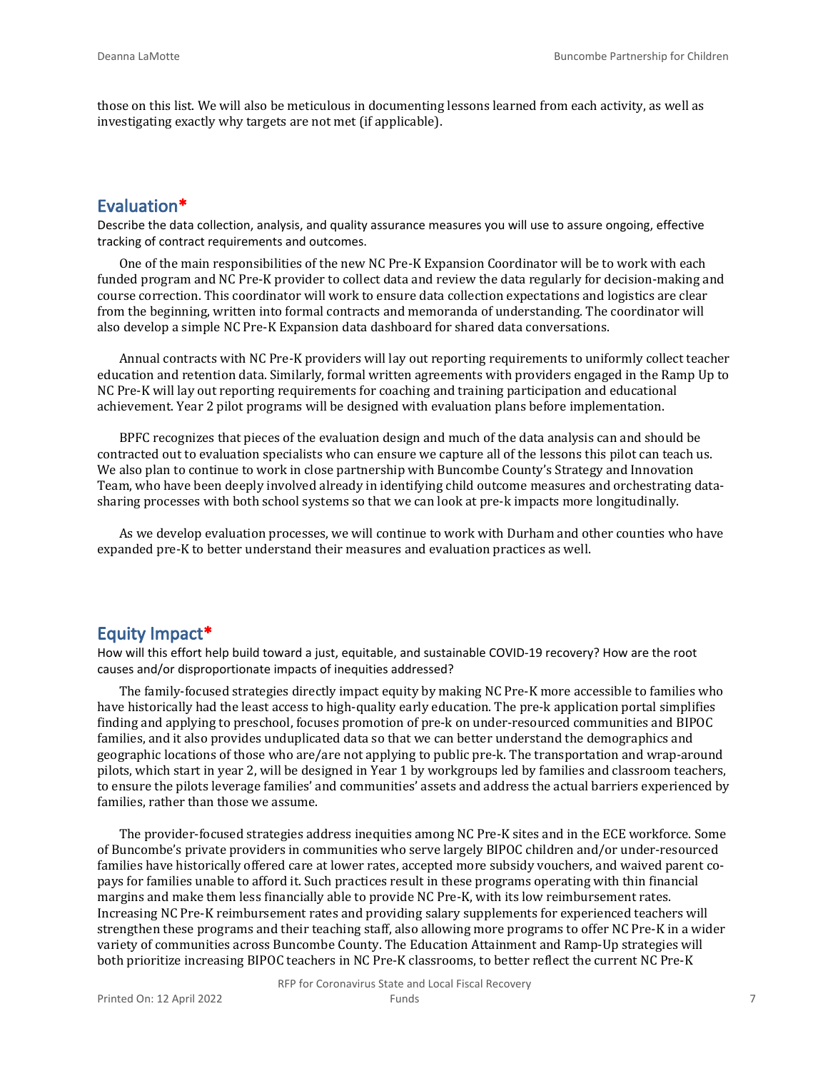those on this list. We will also be meticulous in documenting lessons learned from each activity, as well as investigating exactly why targets are not met (if applicable).

## Evaluation*

Describe the data collection, analysis, and quality assurance measures you will use to assure ongoing, effective tracking of contract requirements and outcomes.

One of the main responsibilities of the new NC Pre-K Expansion Coordinator will be to work with each funded program and NC Pre-K provider to collect data and review the data regularly for decision-making and course correction. This coordinator will work to ensure data collection expectations and logistics are clear from the beginning, written into formal contracts and memoranda of understanding. The coordinator will also develop a simple NC Pre-K Expansion data dashboard for shared data conversations.

Annual contracts with NC Pre-K providers will lay out reporting requirements to uniformly collect teacher education and retention data. Similarly, formal written agreements with providers engaged in the Ramp Up to NC Pre-K will lay out reporting requirements for coaching and training participation and educational achievement. Year 2 pilot programs will be designed with evaluation plans before implementation.

BPFC recognizes that pieces of the evaluation design and much of the data analysis can and should be contracted out to evaluation specialists who can ensure we capture all of the lessons this pilot can teach us. We also plan to continue to work in close partnership with Buncombe County's Strategy and Innovation Team, who have been deeply involved already in identifying child outcome measures and orchestrating data-sharing processes with both school systems so that we can look at pre-k impacts more longitudinally.

As we develop evaluation processes, we will continue to work with Durham and other counties who have expanded pre-K to better understand their measures and evaluation practices as well.

## Equity Impact*

How will this effort help build toward a just, equitable, and sustainable COVID-19 recovery? How are the root causes and/or disproportionate impacts of inequities addressed?

The family-focused strategies directly impact equity by making NC Pre-K more accessible to families who have historically had the least access to high-quality early education. The pre-k application portal simplifies finding and applying to preschool, focuses promotion of pre-k on under-resourced communities and BIPOC families, and it also provides unduplicated data so that we can better understand the demographics and geographic locations of those who are/are not applying to public pre-k. The transportation and wrap-around pilots, which start in year 2, will be designed in Year 1 by workgroups led by families and classroom teachers, to ensure the pilots leverage families' and communities' assets and address the actual barriers experienced by families, rather than those we assume.

The provider-focused strategies address inequities among NC Pre-K sites and in the ECE workforce. Some of Buncombe's private providers in communities who serve largely BIPOC children and/or under-resourced families have historically offered care at lower rates, accepted more subsidy vouchers, and waived parent co-pays for families unable to afford it. Such practices result in these programs operating with thin financial margins and make them less financially able to provide NC Pre-K, with its low reimbursement rates. Increasing NC Pre-K reimbursement rates and providing salary supplements for experienced teachers will strengthen these programs and their teaching staff, also allowing more programs to offer NC Pre-K in a wider variety of communities across Buncombe County. The Education Attainment and Ramp-Up strategies will both prioritize increasing BIPOC teachers in NC Pre-K classrooms, to better reflect the current NC Pre-K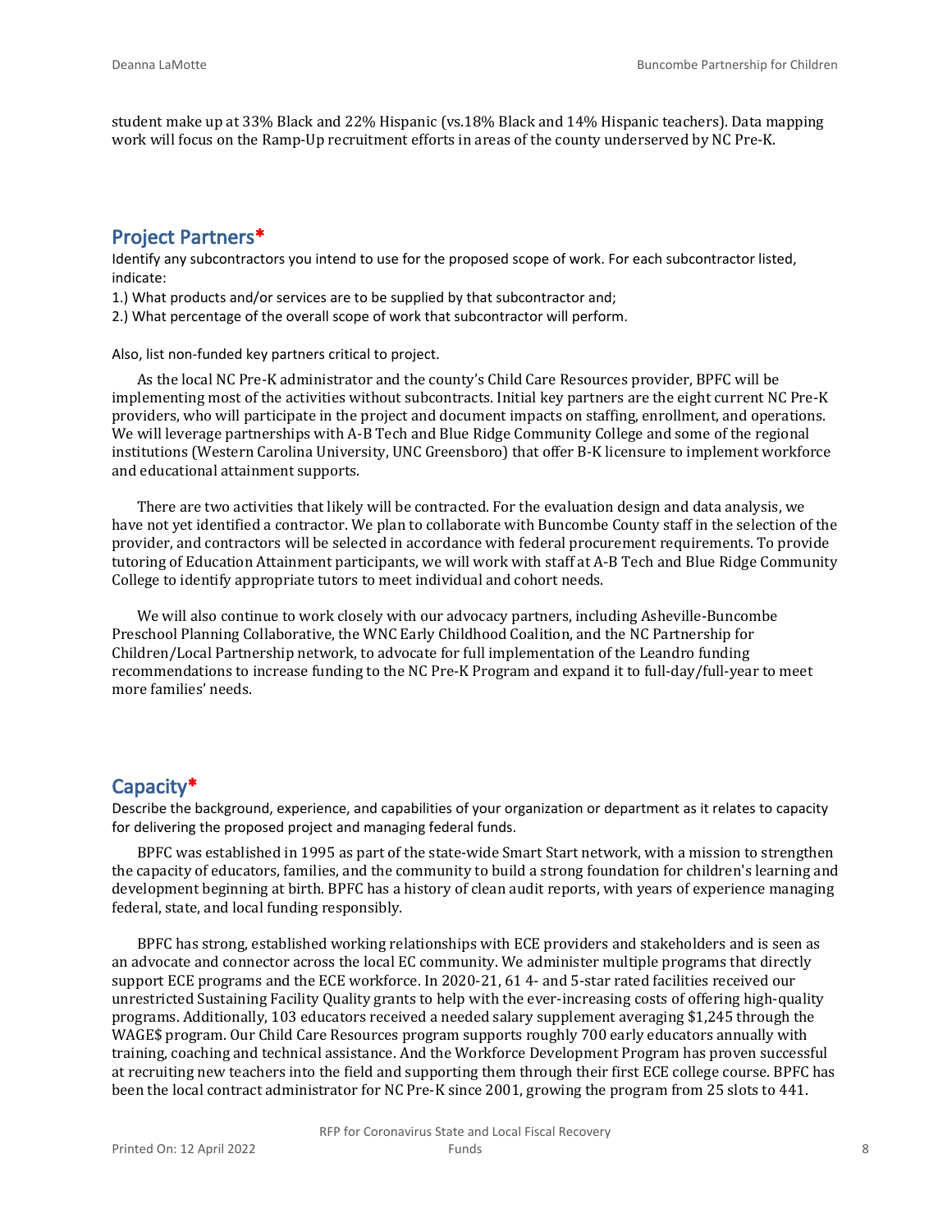student make up at 33% Black and 22% Hispanic (vs.18% Black and 14% Hispanic teachers). Data mapping work will focus on the Ramp-Up recruitment efforts in areas of the county underserved by NC Pre-K.

## Project Partners*

Identify any subcontractors you intend to use for the proposed scope of work. For each subcontractor listed, indicate:

1.) What products and/or services are to be supplied by that subcontractor and;

2.) What percentage of the overall scope of work that subcontractor will perform.

Also, list non-funded key partners critical to project.

As the local NC Pre-K administrator and the county's Child Care Resources provider, BPFC will be implementing most of the activities without subcontracts. Initial key partners are the eight current NC Pre-K providers, who will participate in the project and document impacts on staffing, enrollment, and operations. We will leverage partnerships with A-B Tech and Blue Ridge Community College and some of the regional institutions (Western Carolina University, UNC Greensboro) that offer B-K licensure to implement workforce and educational attainment supports.

There are two activities that likely will be contracted. For the evaluation design and data analysis, we have not yet identified a contractor. We plan to collaborate with Buncombe County staff in the selection of the provider, and contractors will be selected in accordance with federal procurement requirements. To provide tutoring of Education Attainment participants, we will work with staff at A-B Tech and Blue Ridge Community College to identify appropriate tutors to meet individual and cohort needs.

We will also continue to work closely with our advocacy partners, including Asheville-Buncombe Preschool Planning Collaborative, the WNC Early Childhood Coalition, and the NC Partnership for Children/Local Partnership network, to advocate for full implementation of the Leandro funding recommendations to increase funding to the NC Pre-K Program and expand it to full-day/full-year to meet more families' needs.

## Capacity*

Describe the background, experience, and capabilities of your organization or department as it relates to capacity for delivering the proposed project and managing federal funds.

BPFC was established in 1995 as part of the state-wide Smart Start network, with a mission to strengthen the capacity of educators, families, and the community to build a strong foundation for children's learning and development beginning at birth. BPFC has a history of clean audit reports, with years of experience managing federal, state, and local funding responsibly.

BPFC has strong, established working relationships with ECE providers and stakeholders and is seen as an advocate and connector across the local EC community. We administer multiple programs that directly support ECE programs and the ECE workforce. In 2020-21, 61 4- and 5-star rated facilities received our unrestricted Sustaining Facility Quality grants to help with the ever-increasing costs of offering high-quality programs. Additionally, 103 educators received a needed salary supplement averaging $1,245 through the WAGE$ program. Our Child Care Resources program supports roughly 700 early educators annually with training, coaching and technical assistance. And the Workforce Development Program has proven successful at recruiting new teachers into the field and supporting them through their first ECE college course. BPFC has been the local contract administrator for NC Pre-K since 2001, growing the program from 25 slots to 441.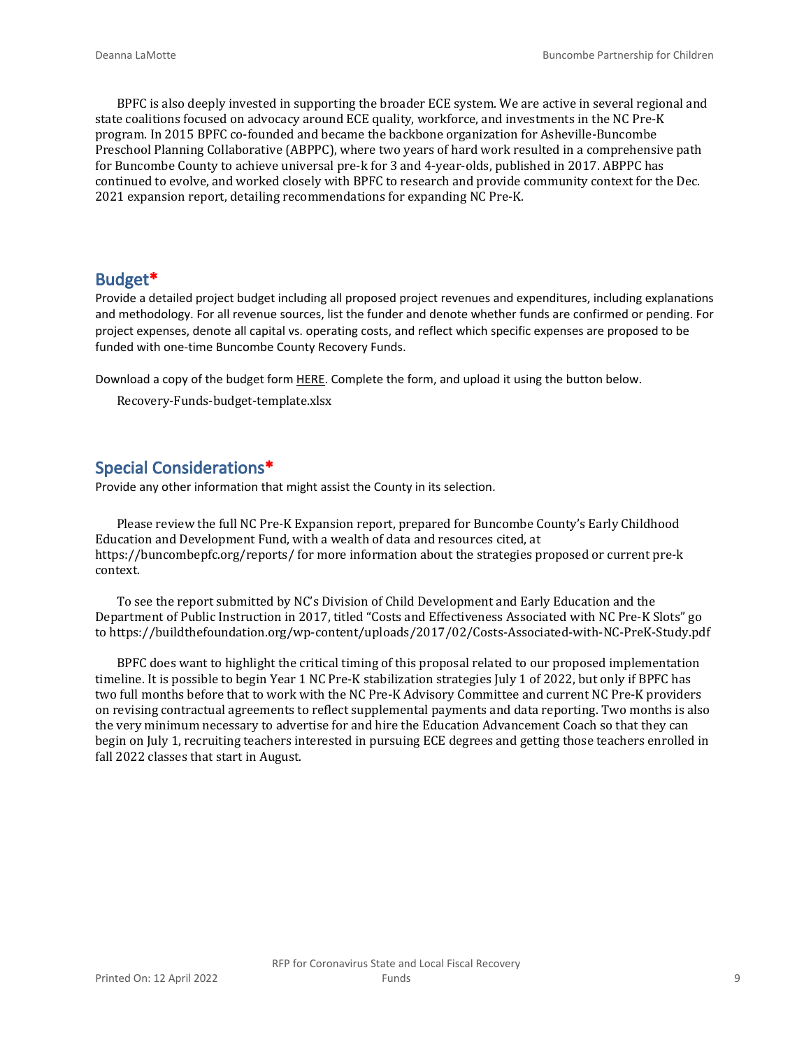BPFC is also deeply invested in supporting the broader ECE system. We are active in several regional and state coalitions focused on advocacy around ECE quality, workforce, and investments in the NC Pre-K program. In 2015 BPFC co-founded and became the backbone organization for Asheville-Buncombe Preschool Planning Collaborative (ABPPC), where two years of hard work resulted in a comprehensive path for Buncombe County to achieve universal pre-k for 3 and 4-year-olds, published in 2017. ABPPC has continued to evolve, and worked closely with BPFC to research and provide community context for the Dec. 2021 expansion report, detailing recommendations for expanding NC Pre-K.

## Budget*

Provide a detailed project budget including all proposed project revenues and expenditures, including explanations and methodology. For all revenue sources, list the funder and denote whether funds are confirmed or pending. For project expenses, denote all capital vs. operating costs, and reflect which specific expenses are proposed to be funded with one-time Buncombe County Recovery Funds.

Download a copy of the budget form HERE. Complete the form, and upload it using the button below.

Recovery-Funds-budget-template.xlsx

## Special Considerations*

Provide any other information that might assist the County in its selection.

Please review the full NC Pre-K Expansion report, prepared for Buncombe County's Early Childhood Education and Development Fund, with a wealth of data and resources cited, at https://buncombepfc.org/reports/ for more information about the strategies proposed or current pre-k context.

To see the report submitted by NC's Division of Child Development and Early Education and the Department of Public Instruction in 2017, titled "Costs and Effectiveness Associated with NC Pre-K Slots" go to https://buildthefoundation.org/wp-content/uploads/2017/02/Costs-Associated-with-NC-PreK-Study.pdf

BPFC does want to highlight the critical timing of this proposal related to our proposed implementation timeline. It is possible to begin Year 1 NC Pre-K stabilization strategies July 1 of 2022, but only if BPFC has two full months before that to work with the NC Pre-K Advisory Committee and current NC Pre-K providers on revising contractual agreements to reflect supplemental payments and data reporting. Two months is also the very minimum necessary to advertise for and hire the Education Advancement Coach so that they can begin on July 1, recruiting teachers interested in pursuing ECE degrees and getting those teachers enrolled in fall 2022 classes that start in August.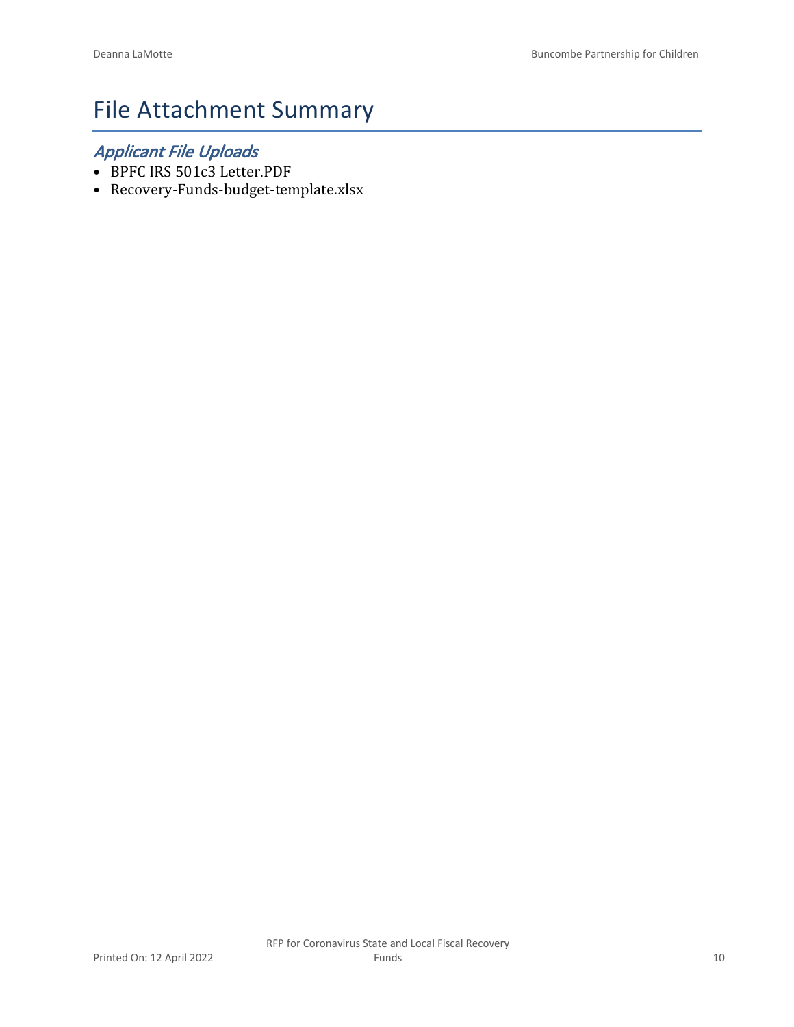# File Attachment Summary

## *Applicant File Uploads*

- BPFC IRS 501c3 Letter.PDF
- Recovery-Funds-budget-template.xlsx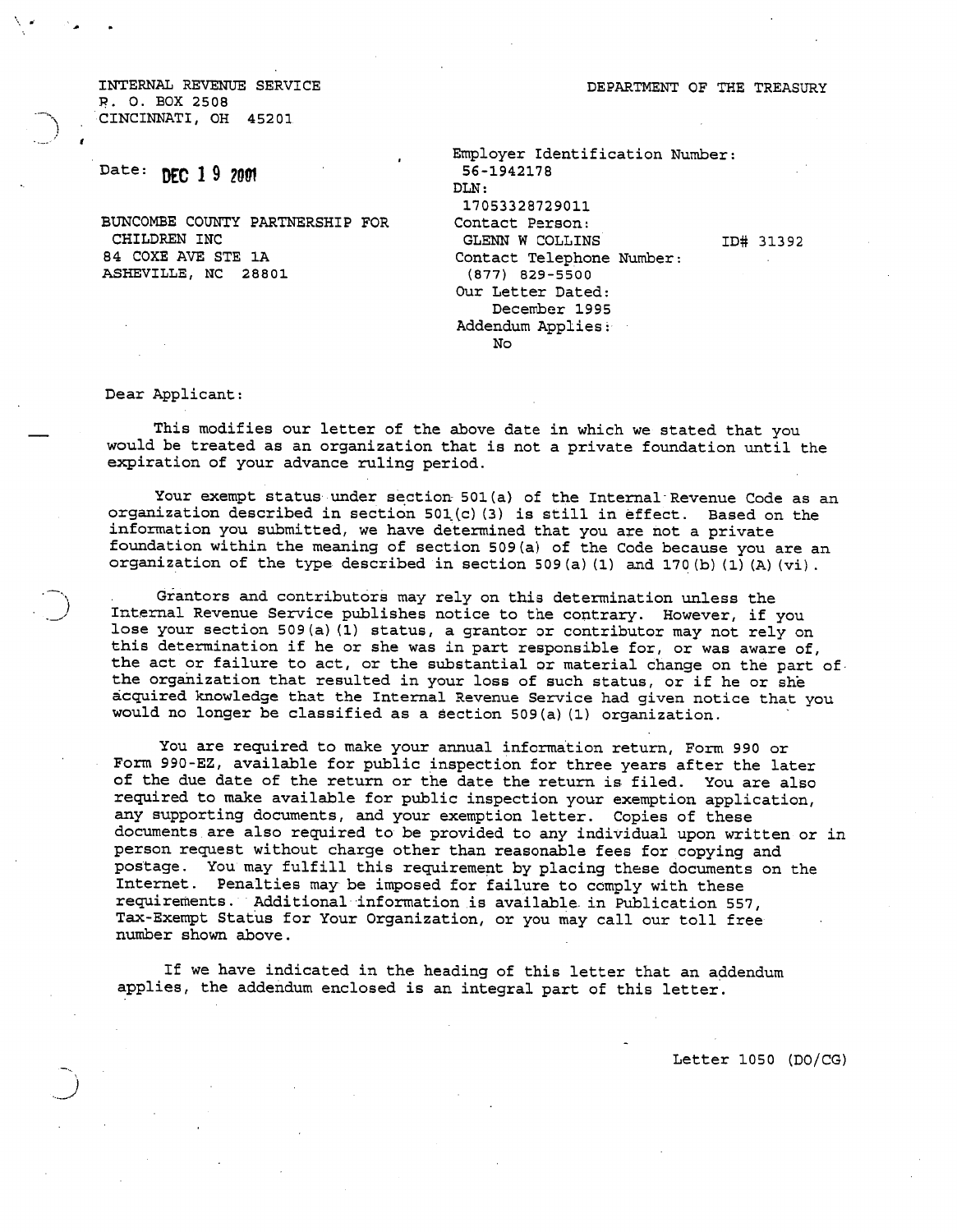INTERNAL REVENUE SERVICE
P. O. BOX 2508
CINCINNATI, OH 45201

DEPARTMENT OF THE TREASURY

Date: DEC 19 2001

BUNCOMBE COUNTY PARTNERSHIP FOR
CHILDREN INC
84 COXE AVE STE 1A
ASHEVILLE, NC 28801

Employer Identification Number:
56-1942178
DLN:
17053328729011
Contact Person:
GLENN W COLLINS ID# 31392
Contact Telephone Number:
(877) 829-5500
Our Letter Dated:
December 1995
Addendum Applies:
No

Dear Applicant:

This modifies our letter of the above date in which we stated that you would be treated as an organization that is not a private foundation until the expiration of your advance ruling period.

Your exempt status under section 501(a) of the Internal Revenue Code as an organization described in section 501(c)(3) is still in effect. Based on the information you submitted, we have determined that you are not a private foundation within the meaning of section 509(a) of the Code because you are an organization of the type described in section 509(a)(1) and 170(b)(1)(A)(vi).

Grantors and contributors may rely on this determination unless the Internal Revenue Service publishes notice to the contrary. However, if you lose your section 509(a)(1) status, a grantor or contributor may not rely on this determination if he or she was in part responsible for, or was aware of, the act or failure to act, or the substantial or material change on the part of the organization that resulted in your loss of such status, or if he or she acquired knowledge that the Internal Revenue Service had given notice that you would no longer be classified as a section 509(a)(1) organization.

You are required to make your annual information return, Form 990 or Form 990-EZ, available for public inspection for three years after the later of the due date of the return or the date the return is filed. You are also required to make available for public inspection your exemption application, any supporting documents, and your exemption letter. Copies of these documents are also required to be provided to any individual upon written or in person request without charge other than reasonable fees for copying and postage. You may fulfill this requirement by placing these documents on the Internet. Penalties may be imposed for failure to comply with these requirements. Additional information is available in Publication 557, Tax-Exempt Status for Your Organization, or you may call our toll free number shown above.

If we have indicated in the heading of this letter that an addendum applies, the addendum enclosed is an integral part of this letter.

Letter 1050 (DO/CG)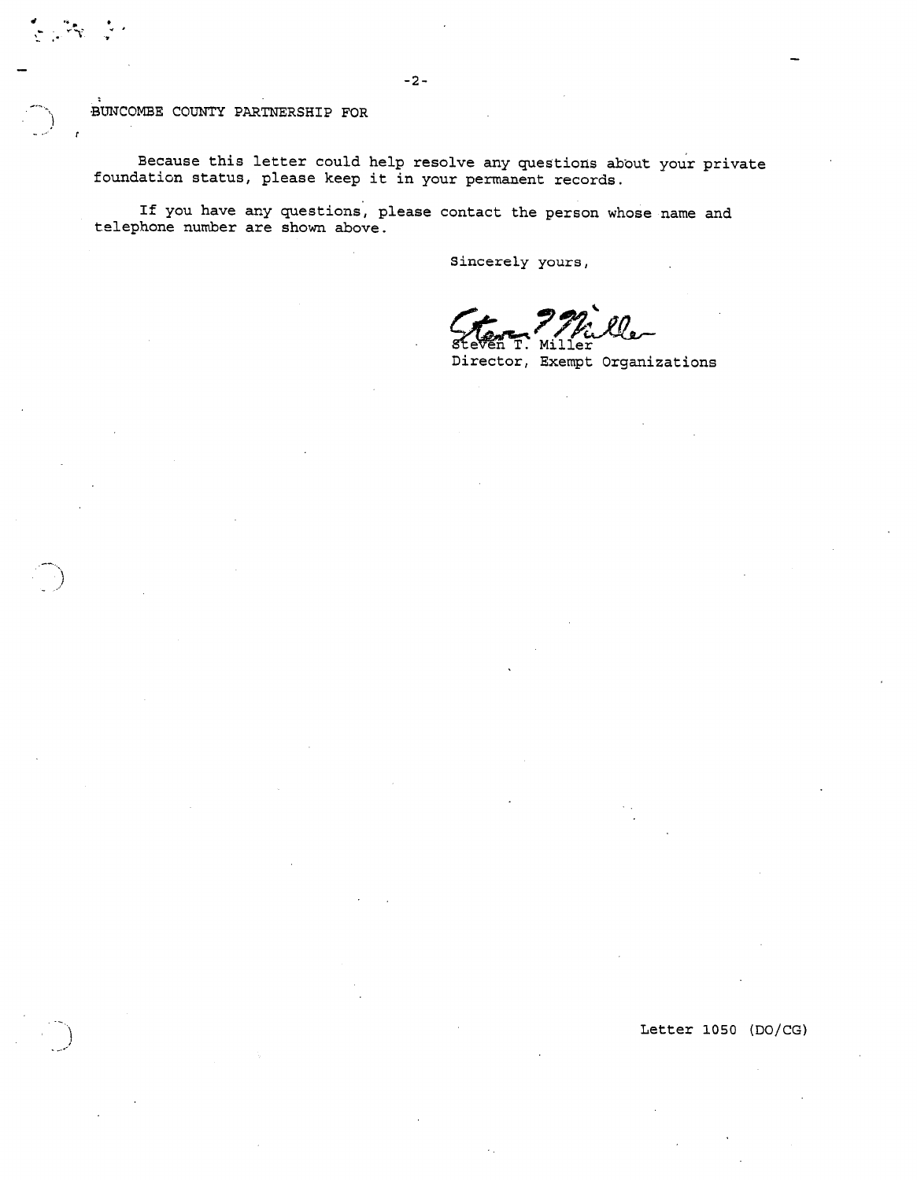BUNCOMBE COUNTY PARTNERSHIP FOR

Because this letter could help resolve any questions about your private foundation status, please keep it in your permanent records.

If you have any questions, please contact the person whose name and telephone number are shown above.

Sincerely yours,

Steven T. Miller
Director, Exempt Organizations

Letter 1050 (DO/CG)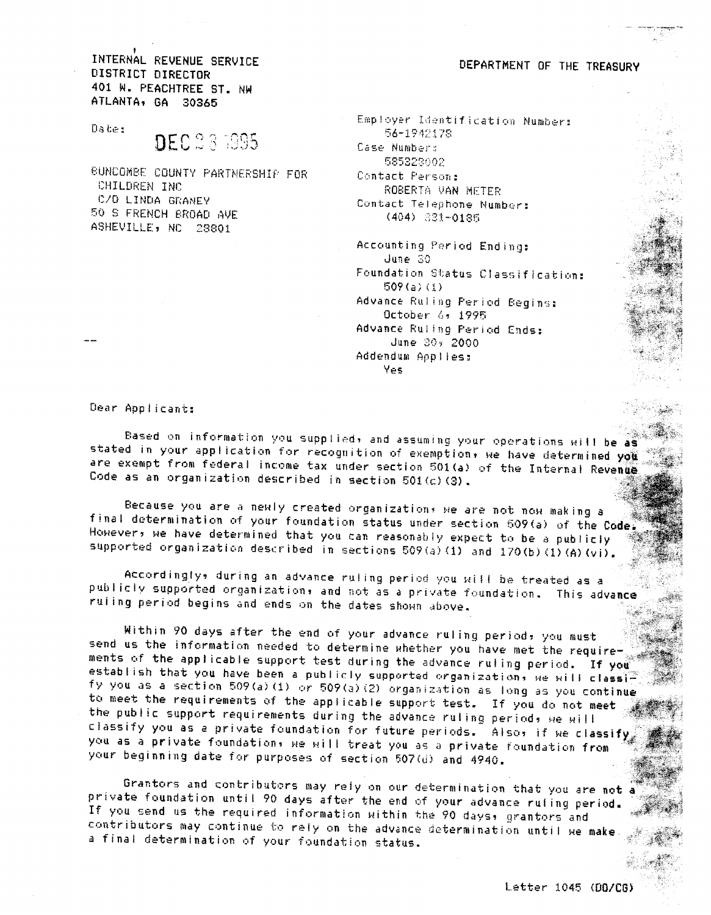INTERNAL REVENUE SERVICE
DISTRICT DIRECTOR
401 W. PEACHTREE ST. NW
ATLANTA, GA 30365

DEPARTMENT OF THE TREASURY

Date: DEC 28 1995

BUNCOMBE COUNTY PARTNERSHIP FOR CHILDREN INC
C/O LINDA GRANEY
50 S FRENCH BROAD AVE
ASHEVILLE, NC 28801

Employer Identification Number:
56-1942178
Case Number:
585323002
Contact Person:
ROBERTA VAN METER
Contact Telephone Number:
(404) 331-0185

Accounting Period Ending:
June 30
Foundation Status Classification:
509(a)(1)
Advance Ruling Period Begins:
October 6, 1995
Advance Ruling Period Ends:
June 30, 2000
Addendum Applies:
Yes

Dear Applicant:

Based on information you supplied, and assuming your operations will be as stated in your application for recognition of exemption, we have determined you are exempt from federal income tax under section 501(a) of the Internal Revenue Code as an organization described in section 501(c)(3).

Because you are a newly created organization, we are not now making a final determination of your foundation status under section 509(a) of the Code. However, we have determined that you can reasonably expect to be a publicly supported organization described in sections 509(a)(1) and 170(b)(1)(A)(vi).

Accordingly, during an advance ruling period you will be treated as a publicly supported organization, and not as a private foundation. This advance ruling period begins and ends on the dates shown above.

Within 90 days after the end of your advance ruling period, you must send us the information needed to determine whether you have met the requirements of the applicable support test during the advance ruling period. If you establish that you have been a publicly supported organization, we will classify you as a section 509(a)(1) or 509(a)(2) organization as long as you continue to meet the requirements of the applicable support test. If you do not meet the public support requirements during the advance ruling period, we will classify you as a private foundation for future periods. Also, if we classify you as a private foundation, we will treat you as a private foundation from your beginning date for purposes of section 507(d) and 4940.

Grantors and contributors may rely on our determination that you are not a private foundation until 90 days after the end of your advance ruling period. If you send us the required information within the 90 days, grantors and contributors may continue to rely on the advance determination until we make a final determination of your foundation status.

Letter 1045 (DO/CG)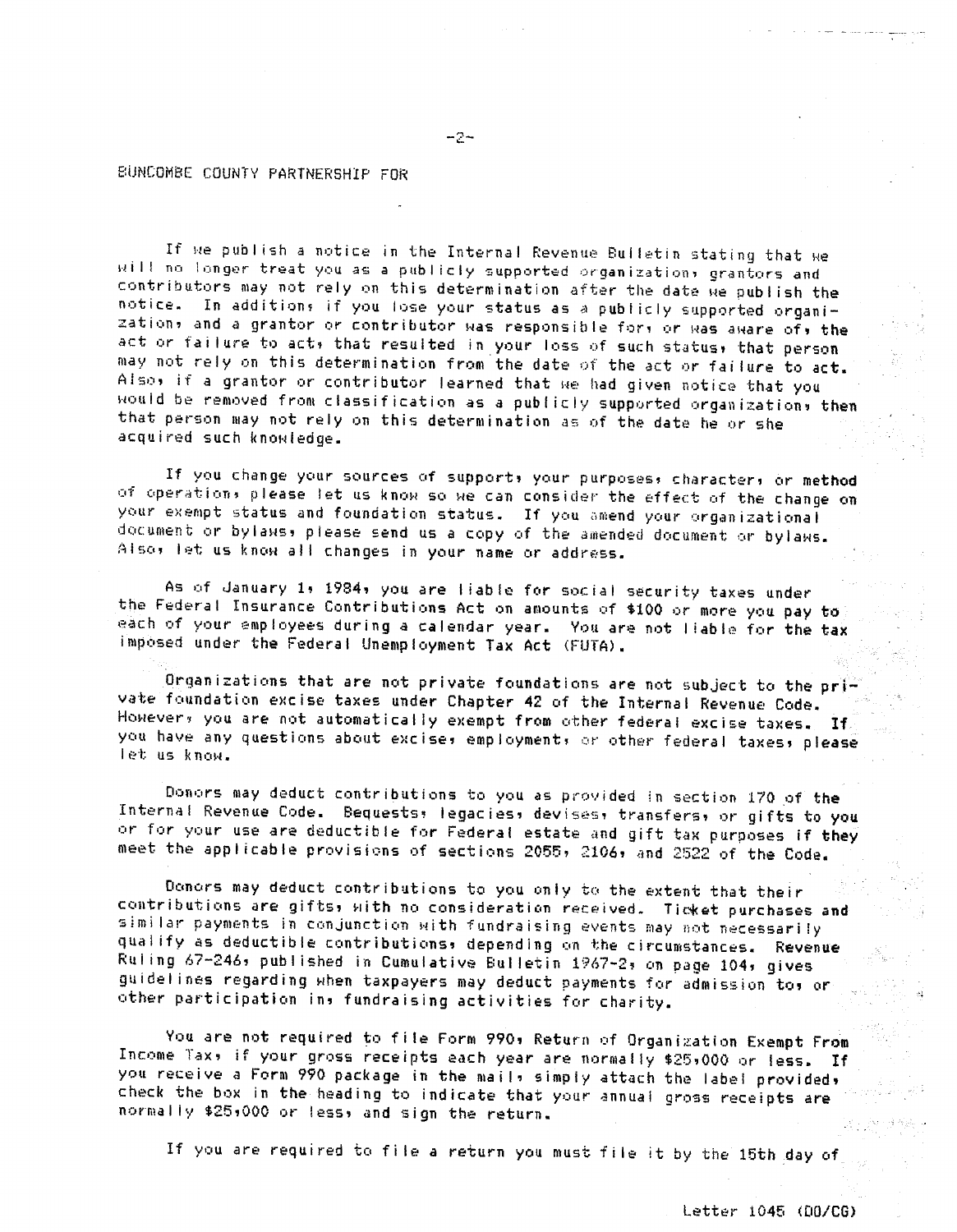BUNCOMBE COUNTY PARTNERSHIP FOR

If we publish a notice in the Internal Revenue Bulletin stating that we will no longer treat you as a publicly supported organization, grantors and contributors may not rely on this determination after the date we publish the notice. In addition, if you lose your status as a publicly supported organization, and a grantor or contributor was responsible for, or was aware of, the act or failure to act, that resulted in your loss of such status, that person may not rely on this determination from the date of the act or failure to act. Also, if a grantor or contributor learned that we had given notice that you would be removed from classification as a publicly supported organization, then that person may not rely on this determination as of the date he or she acquired such knowledge.

If you change your sources of support, your purposes, character, or method of operation, please let us know so we can consider the effect of the change on your exempt status and foundation status. If you amend your organizational document or bylaws, please send us a copy of the amended document or bylaws. Also, let us know all changes in your name or address.

As of January 1, 1984, you are liable for social security taxes under the Federal Insurance Contributions Act on amounts of $100 or more you pay to each of your employees during a calendar year. You are not liable for the tax imposed under the Federal Unemployment Tax Act (FUTA).

Organizations that are not private foundations are not subject to the private foundation excise taxes under Chapter 42 of the Internal Revenue Code. However, you are not automatically exempt from other federal excise taxes. If you have any questions about excise, employment, or other federal taxes, please let us know.

Donors may deduct contributions to you as provided in section 170 of the Internal Revenue Code. Bequests, legacies, devises, transfers, or gifts to you or for your use are deductible for Federal estate and gift tax purposes if they meet the applicable provisions of sections 2055, 2106, and 2522 of the Code.

Donors may deduct contributions to you only to the extent that their contributions are gifts, with no consideration received. Ticket purchases and similar payments in conjunction with fundraising events may not necessarily qualify as deductible contributions, depending on the circumstances. Revenue Ruling 67-246, published in Cumulative Bulletin 1967-2, on page 104, gives guidelines regarding when taxpayers may deduct payments for admission to, or other participation in, fundraising activities for charity.

You are not required to file Form 990, Return of Organization Exempt From Income Tax, if your gross receipts each year are normally $25,000 or less. If you receive a Form 990 package in the mail, simply attach the label provided, check the box in the heading to indicate that your annual gross receipts are normally $25,000 or less, and sign the return.

If you are required to file a return you must file it by the 15th day of

Letter 1045 (DO/CG)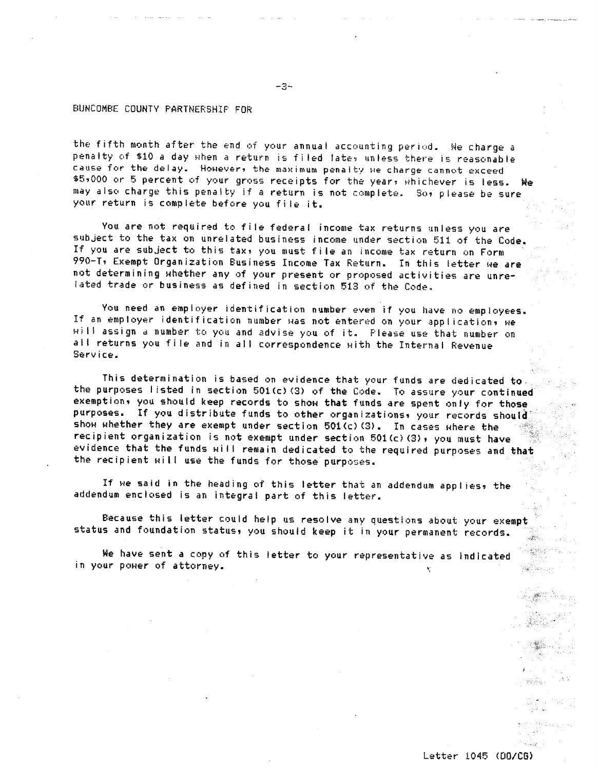BUNCOMBE COUNTY PARTNERSHIP FOR

the fifth month after the end of your annual accounting period. We charge a penalty of $10 a day when a return is filed late, unless there is reasonable cause for the delay. However, the maximum penalty we charge cannot exceed $5,000 or 5 percent of your gross receipts for the year, whichever is less. We may also charge this penalty if a return is not complete. So, please be sure your return is complete before you file it.

You are not required to file federal income tax returns unless you are subject to the tax on unrelated business income under section 511 of the Code. If you are subject to this tax, you must file an income tax return on Form 990-T, Exempt Organization Business Income Tax Return. In this letter we are not determining whether any of your present or proposed activities are unrelated trade or business as defined in section 513 of the Code.

You need an employer identification number even if you have no employees. If an employer identification number was not entered on your application, we will assign a number to you and advise you of it. Please use that number on all returns you file and in all correspondence with the Internal Revenue Service.

This determination is based on evidence that your funds are dedicated to the purposes listed in section 501(c)(3) of the Code. To assure your continued exemption, you should keep records to show that funds are spent only for those purposes. If you distribute funds to other organizations, your records should show whether they are exempt under section 501(c)(3). In cases where the recipient organization is not exempt under section 501(c)(3), you must have evidence that the funds will remain dedicated to the required purposes and that the recipient will use the funds for those purposes.

If we said in the heading of this letter that an addendum applies, the addendum enclosed is an integral part of this letter.

Because this letter could help us resolve any questions about your exempt status and foundation status, you should keep it in your permanent records.

We have sent a copy of this letter to your representative as indicated in your power of attorney.

Letter 1045 (DO/CG)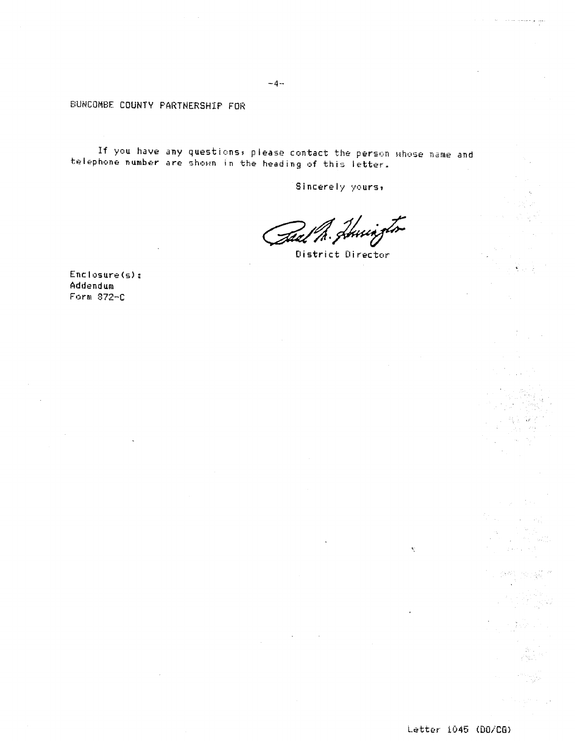BUNCOMBE COUNTY PARTNERSHIP FOR

If you have any questions, please contact the person whose name and telephone number are shown in the heading of this letter.

Sincerely yours,

District Director

Enclosure(s):
Addendum
Form 872-C

Letter 1045 (DO/CG)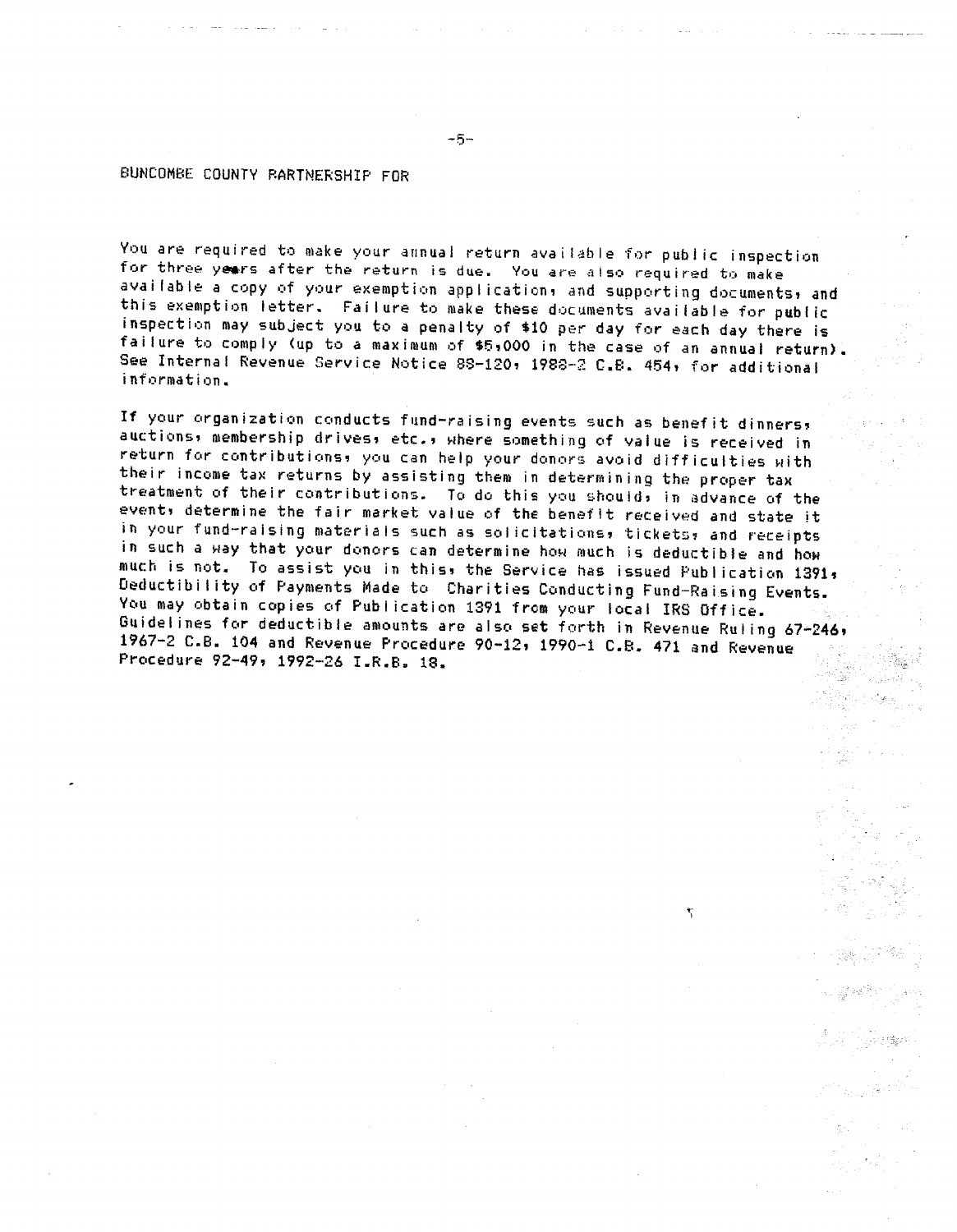BUNCOMBE COUNTY PARTNERSHIP FOR

You are required to make your annual return available for public inspection for three years after the return is due. You are also required to make available a copy of your exemption application, and supporting documents, and this exemption letter. Failure to make these documents available for public inspection may subject you to a penalty of $10 per day for each day there is failure to comply (up to a maximum of $5,000 in the case of an annual return). See Internal Revenue Service Notice 88-120, 1988-2 C.B. 454, for additional information.

If your organization conducts fund-raising events such as benefit dinners, auctions, membership drives, etc., where something of value is received in return for contributions, you can help your donors avoid difficulties with their income tax returns by assisting them in determining the proper tax treatment of their contributions. To do this you should, in advance of the event, determine the fair market value of the benefit received and state it in your fund-raising materials such as solicitations, tickets, and receipts in such a way that your donors can determine how much is deductible and how much is not. To assist you in this, the Service has issued Publication 1391, Deductibility of Payments Made to Charities Conducting Fund-Raising Events. You may obtain copies of Publication 1391 from your local IRS Office. Guidelines for deductible amounts are also set forth in Revenue Ruling 67-246, 1967-2 C.B. 104 and Revenue Procedure 90-12, 1990-1 C.B. 471 and Revenue Procedure 92-49, 1992-26 I.R.B. 18.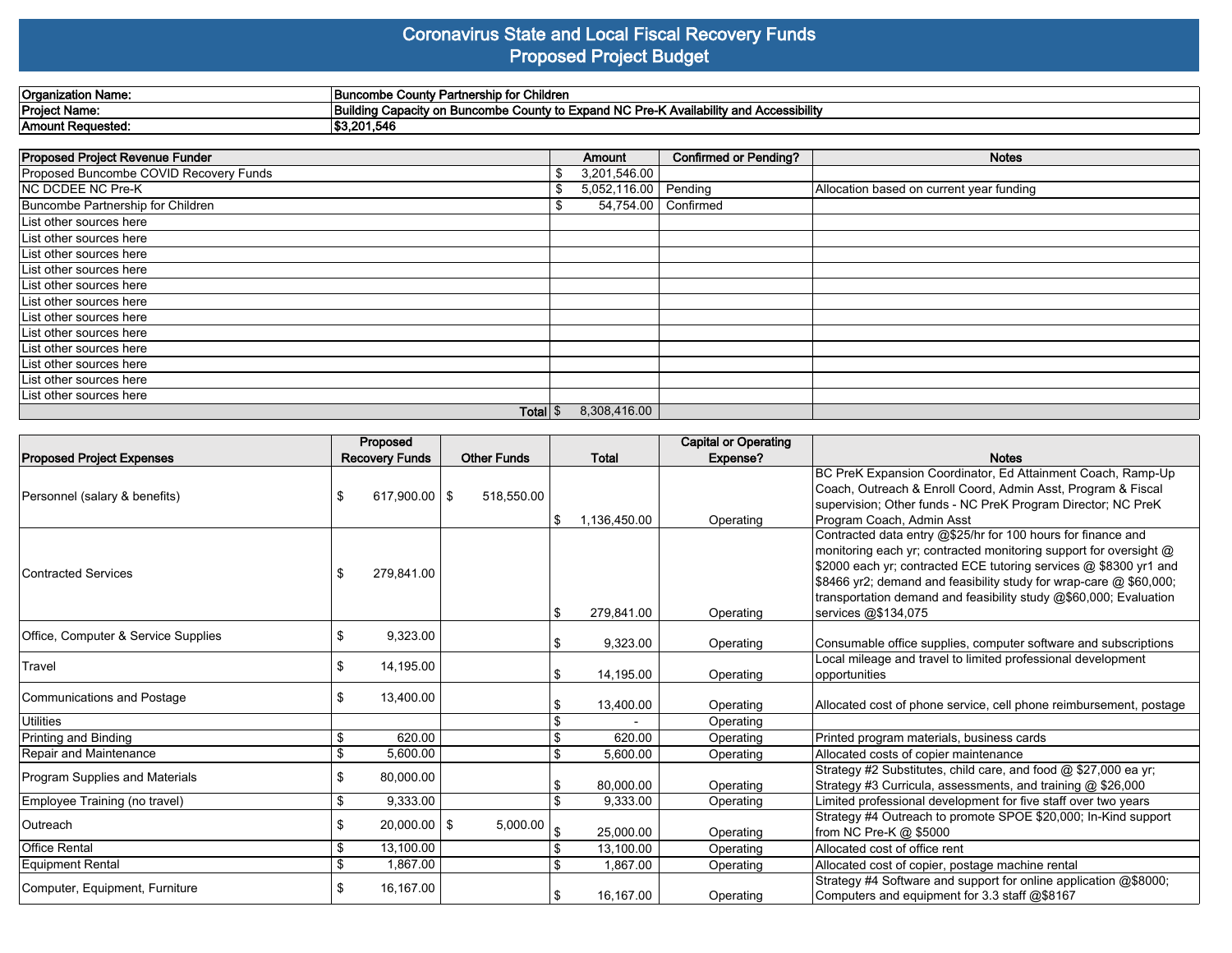# Coronavirus State and Local Fiscal Recovery Funds
## Proposed Project Budget

| | |
|---|---|
| **Organization Name:** | **Buncombe County Partnership for Children** |
| **Project Name:** | **Building Capacity on Buncombe County to Expand NC Pre-K Availability and Accessibility** |
| **Amount Requested:** | **$3,201,546** |

| Proposed Project Revenue Funder | Amount | Confirmed or Pending? | Notes |
|---|---|---|---|
| Proposed Buncombe COVID Recovery Funds | $ 3,201,546.00 | | |
| NC DCDEE NC Pre-K | $ 5,052,116.00 | Pending | Allocation based on current year funding |
| Buncombe Partnership for Children | $ 54,754.00 | Confirmed | |
| List other sources here | | | |
| List other sources here | | | |
| List other sources here | | | |
| List other sources here | | | |
| List other sources here | | | |
| List other sources here | | | |
| List other sources here | | | |
| List other sources here | | | |
| List other sources here | | | |
| List other sources here | | | |
| List other sources here | | | |
| List other sources here | | | |
| Total | $ 8,308,416.00 | | |

| Proposed Project Expenses | Proposed Recovery Funds | Other Funds | Total | Capital or Operating Expense? | Notes |
|---|---|---|---|---|---|
| Personnel (salary & benefits) | $ 617,900.00 | $ 518,550.00 | $ 1,136,450.00 | Operating | BC PreK Expansion Coordinator, Ed Attainment Coach, Ramp-Up Coach, Outreach & Enroll Coord, Admin Asst, Program & Fiscal supervision; Other funds - NC PreK Program Director; NC PreK Program Coach, Admin Asst |
| Contracted Services | $ 279,841.00 | | $ 279,841.00 | Operating | Contracted data entry @$25/hr for 100 hours for finance and monitoring each yr; contracted monitoring support for oversight @ $2000 each yr; contracted ECE tutoring services @ $8300 yr1 and $8466 yr2; demand and feasibility study for wrap-care @ $60,000; transportation demand and feasibility study @$60,000; Evaluation services @$134,075 |
| Office, Computer & Service Supplies | $ 9,323.00 | | $ 9,323.00 | Operating | Consumable office supplies, computer software and subscriptions |
| Travel | $ 14,195.00 | | $ 14,195.00 | Operating | Local mileage and travel to limited professional development opportunities |
| Communications and Postage | $ 13,400.00 | | $ 13,400.00 | Operating | Allocated cost of phone service, cell phone reimbursement, postage |
| Utilities | | | $ - | Operating | |
| Printing and Binding | $ 620.00 | | $ 620.00 | Operating | Printed program materials, business cards |
| Repair and Maintenance | $ 5,600.00 | | $ 5,600.00 | Operating | Allocated costs of copier maintenance |
| Program Supplies and Materials | $ 80,000.00 | | $ 80,000.00 | Operating | Strategy #2 Substitutes, child care, and food @ $27,000 ea yr; Strategy #3 Curricula, assessments, and training @ $26,000 |
| Employee Training (no travel) | $ 9,333.00 | | $ 9,333.00 | Operating | Limited professional development for five staff over two years |
| Outreach | $ 20,000.00 | $ 5,000.00 | $ 25,000.00 | Operating | Strategy #4 Outreach to promote SPOE $20,000; In-Kind support from NC Pre-K @ $5000 |
| Office Rental | $ 13,100.00 | | $ 13,100.00 | Operating | Allocated cost of office rent |
| Equipment Rental | $ 1,867.00 | | $ 1,867.00 | Operating | Allocated cost of copier, postage machine rental |
| Computer, Equipment, Furniture | $ 16,167.00 | | $ 16,167.00 | Operating | Strategy #4 Software and support for online application @$8000; Computers and equipment for 3.3 staff @$8167 |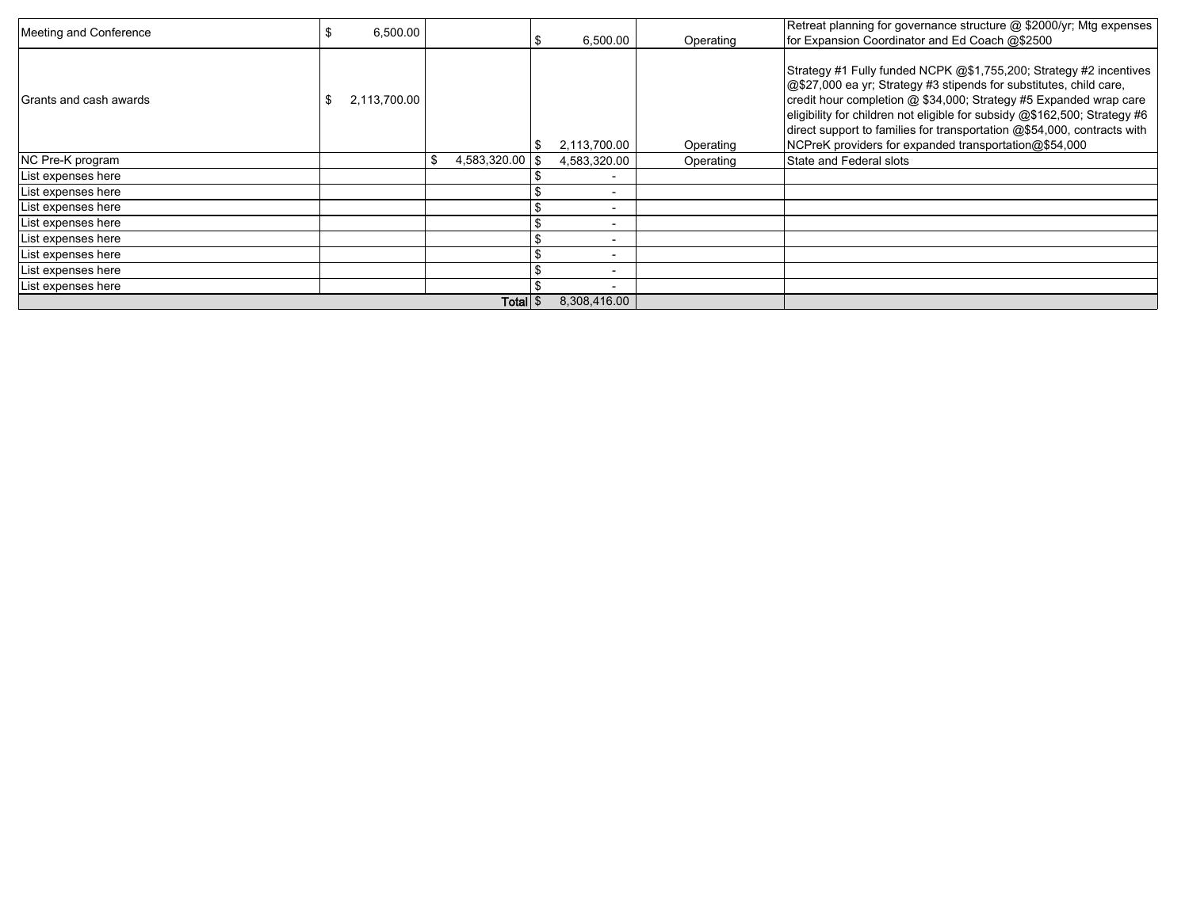| | | | | | |
|---|---|---|---|---|---|
| Meeting and Conference | $ 6,500.00 | | $ 6,500.00 | Operating | Retreat planning for governance structure @ $2000/yr; Mtg expenses for Expansion Coordinator and Ed Coach @$2500 |
| Grants and cash awards | $ 2,113,700.00 | | $ 2,113,700.00 | Operating | Strategy #1 Fully funded NCPK @$1,755,200; Strategy #2 incentives @$27,000 ea yr; Strategy #3 stipends for substitutes, child care, credit hour completion @ $34,000; Strategy #5 Expanded wrap care eligibility for children not eligible for subsidy @$162,500; Strategy #6 direct support to families for transportation @$54,000, contracts with NCPreK providers for expanded transportation@$54,000 |
| NC Pre-K program | | $ 4,583,320.00 | $ 4,583,320.00 | Operating | State and Federal slots |
| List expenses here | | | $ - | | |
| List expenses here | | | $ - | | |
| List expenses here | | | $ - | | |
| List expenses here | | | $ - | | |
| List expenses here | | | $ - | | |
| List expenses here | | | $ - | | |
| List expenses here | | | $ - | | |
| List expenses here | | | $ - | | |
| | | **Total** | $ 8,308,416.00 | | |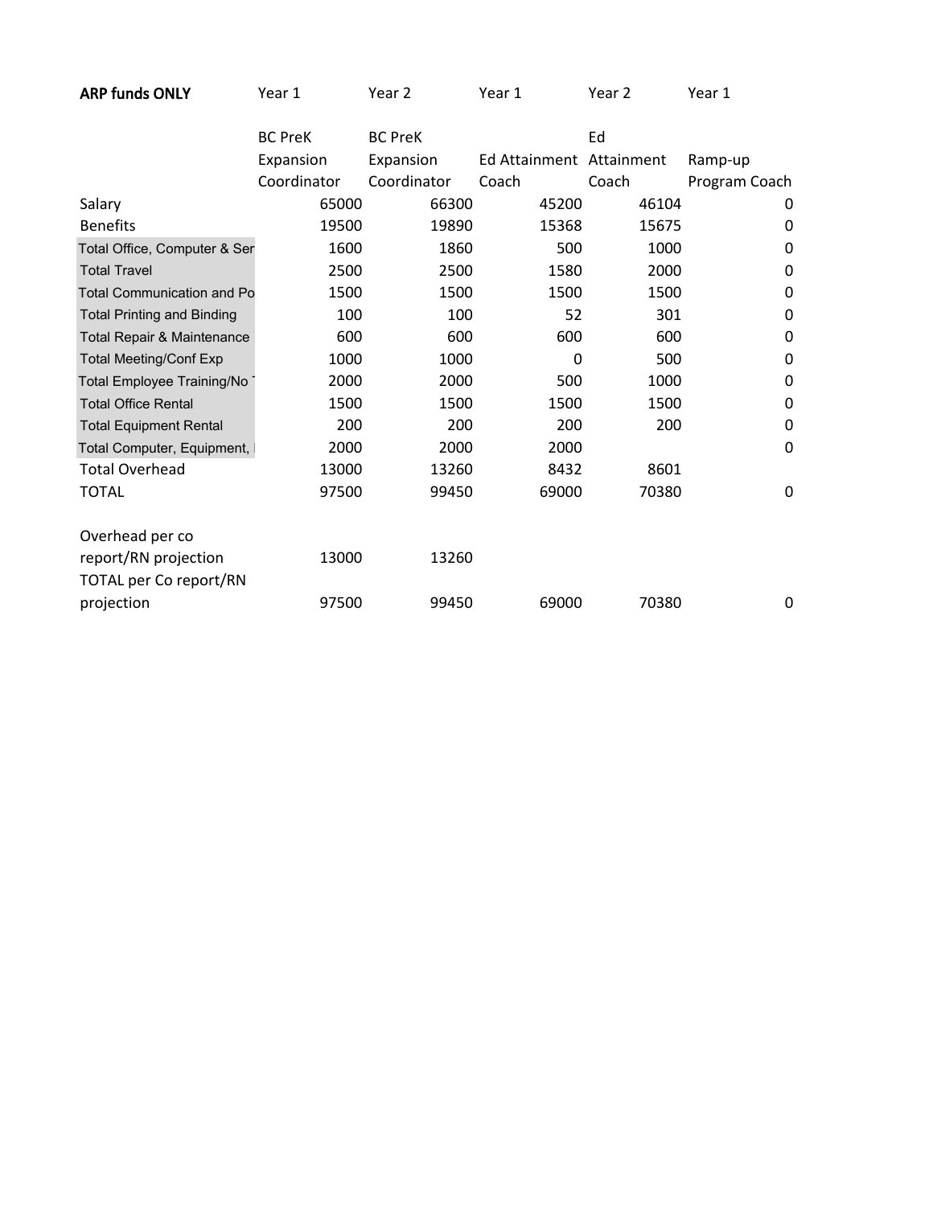| ARP funds ONLY | Year 1 | Year 2 | Year 1 | Year 2 | Year 1 |
|---|---|---|---|---|---|
| | BC PreK Expansion Coordinator | BC PreK Expansion Coordinator | Ed Attainment Coach | Ed Attainment Coach | Ramp-up Program Coach |
| Salary | 65000 | 66300 | 45200 | 46104 | 0 |
| Benefits | 19500 | 19890 | 15368 | 15675 | 0 |
| Total Office, Computer & Ser | 1600 | 1860 | 500 | 1000 | 0 |
| Total Travel | 2500 | 2500 | 1580 | 2000 | 0 |
| Total Communication and Po | 1500 | 1500 | 1500 | 1500 | 0 |
| Total Printing and Binding | 100 | 100 | 52 | 301 | 0 |
| Total Repair & Maintenance | 600 | 600 | 600 | 600 | 0 |
| Total Meeting/Conf Exp | 1000 | 1000 | 0 | 500 | 0 |
| Total Employee Training/No | 2000 | 2000 | 500 | 1000 | 0 |
| Total Office Rental | 1500 | 1500 | 1500 | 1500 | 0 |
| Total Equipment Rental | 200 | 200 | 200 | 200 | 0 |
| Total Computer, Equipment, | 2000 | 2000 | 2000 | | 0 |
| Total Overhead | 13000 | 13260 | 8432 | 8601 | |
| TOTAL | 97500 | 99450 | 69000 | 70380 | 0 |
| | | | | | |
| Overhead per co report/RN projection | 13000 | 13260 | | | |
| TOTAL per Co report/RN projection | 97500 | 99450 | 69000 | 70380 | 0 |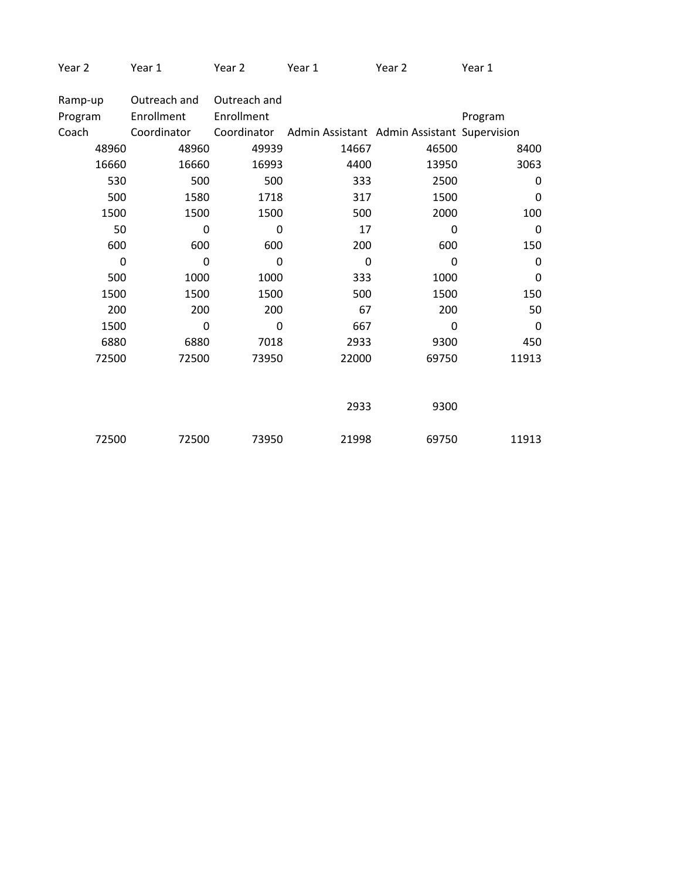| Year 2 | Year 1 | Year 2 | Year 1 | Year 2 | Year 1 |
|---|---|---|---|---|---|
| Ramp-up Program Coach | Outreach and Enrollment Coordinator | Outreach and Enrollment Coordinator | Admin Assistant | Admin Assistant | Program Supervision |
| 48960 | 48960 | 49939 | 14667 | 46500 | 8400 |
| 16660 | 16660 | 16993 | 4400 | 13950 | 3063 |
| 530 | 500 | 500 | 333 | 2500 | 0 |
| 500 | 1580 | 1718 | 317 | 1500 | 0 |
| 1500 | 1500 | 1500 | 500 | 2000 | 100 |
| 50 | 0 | 0 | 17 | 0 | 0 |
| 600 | 600 | 600 | 200 | 600 | 150 |
| 0 | 0 | 0 | 0 | 0 | 0 |
| 500 | 1000 | 1000 | 333 | 1000 | 0 |
| 1500 | 1500 | 1500 | 500 | 1500 | 150 |
| 200 | 200 | 200 | 67 | 200 | 50 |
| 1500 | 0 | 0 | 667 | 0 | 0 |
| 6880 | 6880 | 7018 | 2933 | 9300 | 450 |
| 72500 | 72500 | 73950 | 22000 | 69750 | 11913 |
| | | | | | |
| | | | 2933 | 9300 | |
| | | | | | |
| 72500 | 72500 | 73950 | 21998 | 69750 | 11913 |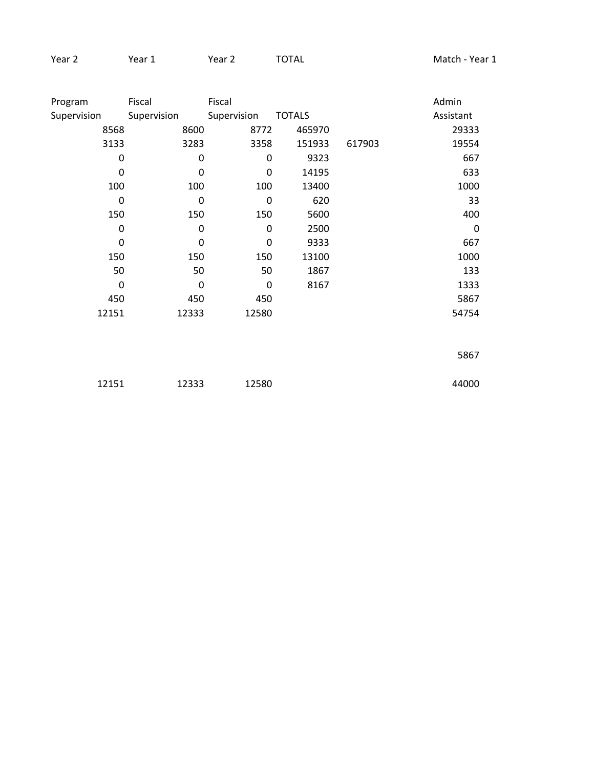| Year 2 | Year 1 | Year 2 | TOTAL | | Match - Year 1 |
|---|---|---|---|---|---|
| Program Supervision | Fiscal Supervision | Fiscal Supervision | TOTALS | | Admin Assistant |
| 8568 | 8600 | 8772 | 465970 | | 29333 |
| 3133 | 3283 | 3358 | 151933 | 617903 | 19554 |
| 0 | 0 | 0 | 9323 | | 667 |
| 0 | 0 | 0 | 14195 | | 633 |
| 100 | 100 | 100 | 13400 | | 1000 |
| 0 | 0 | 0 | 620 | | 33 |
| 150 | 150 | 150 | 5600 | | 400 |
| 0 | 0 | 0 | 2500 | | 0 |
| 0 | 0 | 0 | 9333 | | 667 |
| 150 | 150 | 150 | 13100 | | 1000 |
| 50 | 50 | 50 | 1867 | | 133 |
| 0 | 0 | 0 | 8167 | | 1333 |
| 450 | 450 | 450 | | | 5867 |
| 12151 | 12333 | 12580 | | | 54754 |
| | | | | | |
| | | | | | 5867 |
| | | | | | |
| 12151 | 12333 | 12580 | | | 44000 |